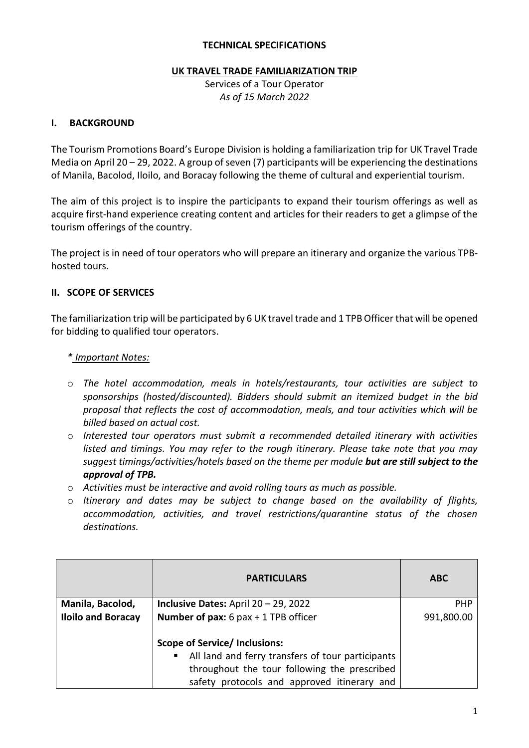**TECHNICAL SPECIFICATIONS**

**UK TRAVEL TRADE FAMILIARIZATION TRIP**

Services of a Tour Operator

*As of 15 March 2022*

## I. BACKGROUND

The Tourism Promotions Board's Europe Division is holding a familiarization trip for UK Travel Trade Media on April 20 – 29, 2022. A group of seven (7) participants will be experiencing the destinations of Manila, Bacolod, Iloilo, and Boracay following the theme of cultural and experiential tourism.

The aim of this project is to inspire the participants to expand their tourism offerings as well as acquire first-hand experience creating content and articles for their readers to get a glimpse of the tourism offerings of the country.

The project is in need of tour operators who will prepare an itinerary and organize the various TPB-hosted tours.

## II. SCOPE OF SERVICES

The familiarization trip will be participated by 6 UK travel trade and 1 TPB Officer that will be opened for bidding to qualified tour operators.

*\* Important Notes:*

- *The hotel accommodation, meals in hotels/restaurants, tour activities are subject to sponsorships (hosted/discounted). Bidders should submit an itemized budget in the bid proposal that reflects the cost of accommodation, meals, and tour activities which will be billed based on actual cost.*
- *Interested tour operators must submit a recommended detailed itinerary with activities listed and timings. You may refer to the rough itinerary. Please take note that you may suggest timings/activities/hotels based on the theme per module **but are still subject to the approval of TPB.***
- *Activities must be interactive and avoid rolling tours as much as possible.*
- *Itinerary and dates may be subject to change based on the availability of flights, accommodation, activities, and travel restrictions/quarantine status of the chosen destinations.*

| | **PARTICULARS** | **ABC** |
|---|---|---|
| **Manila, Bacolod, Iloilo and Boracay** | **Inclusive Dates:** April 20 – 29, 2022<br>**Number of pax:** 6 pax + 1 TPB officer<br><br>**Scope of Service/ Inclusions:**<br>▪ All land and ferry transfers of tour participants throughout the tour following the prescribed safety protocols and approved itinerary and | PHP 991,800.00 |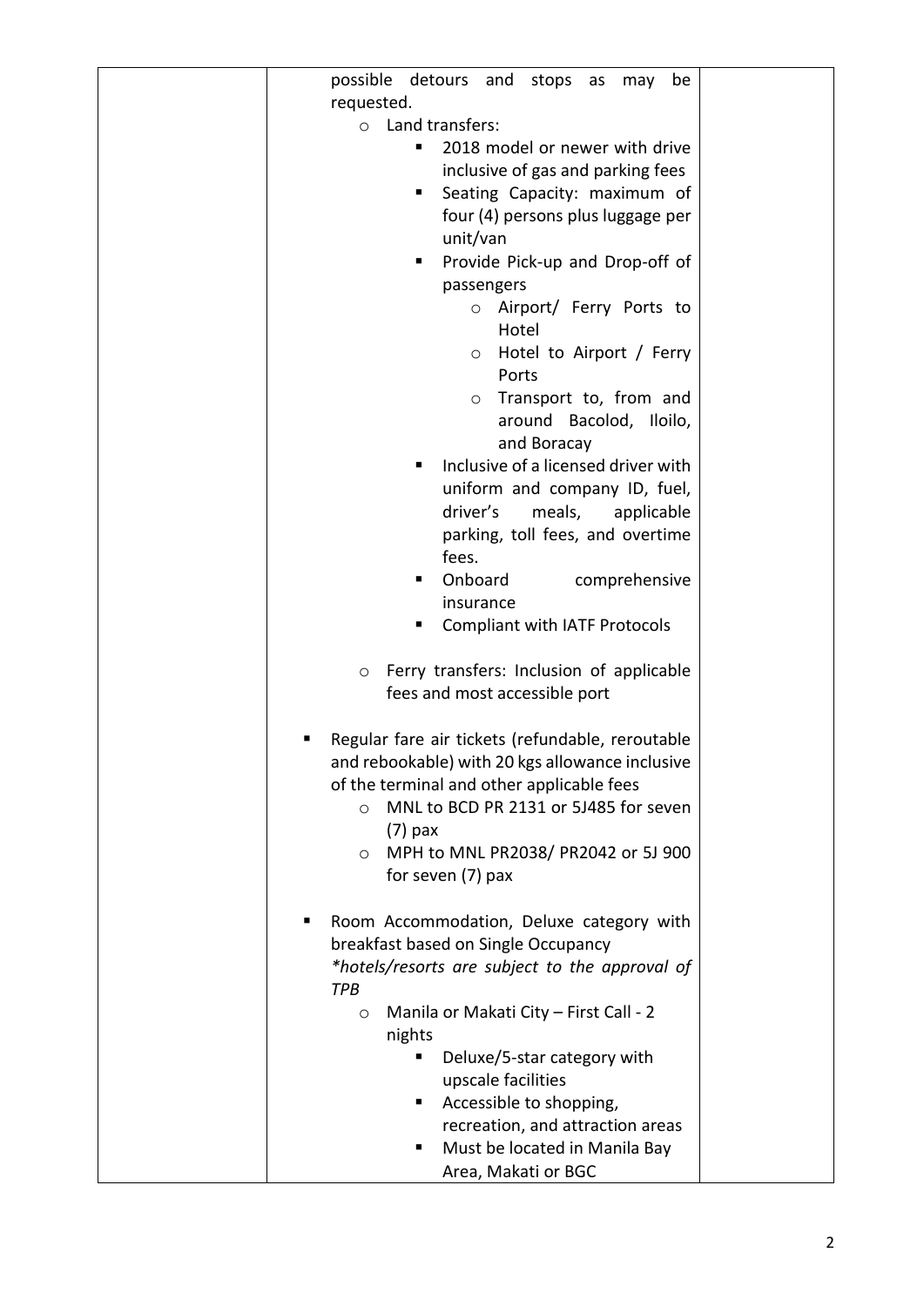| | | |
|---|---|---|
| | possible detours and stops as may be requested.<br>◦ Land transfers:<br>▪ 2018 model or newer with drive inclusive of gas and parking fees<br>▪ Seating Capacity: maximum of four (4) persons plus luggage per unit/van<br>▪ Provide Pick-up and Drop-off of passengers<br>◦ Airport/ Ferry Ports to Hotel<br>◦ Hotel to Airport / Ferry Ports<br>◦ Transport to, from and around Bacolod, Iloilo, and Boracay<br>▪ Inclusive of a licensed driver with uniform and company ID, fuel, driver's meals, applicable parking, toll fees, and overtime fees.<br>▪ Onboard comprehensive insurance<br>▪ Compliant with IATF Protocols<br><br>◦ Ferry transfers: Inclusion of applicable fees and most accessible port<br><br>▪ Regular fare air tickets (refundable, reroutable and rebookable) with 20 kgs allowance inclusive of the terminal and other applicable fees<br>◦ MNL to BCD PR 2131 or 5J485 for seven (7) pax<br>◦ MPH to MNL PR2038/ PR2042 or 5J 900 for seven (7) pax<br><br>▪ Room Accommodation, Deluxe category with breakfast based on Single Occupancy<br>*\*hotels/resorts are subject to the approval of TPB*<br>◦ Manila or Makati City – First Call - 2 nights<br>▪ Deluxe/5-star category with upscale facilities<br>▪ Accessible to shopping, recreation, and attraction areas<br>▪ Must be located in Manila Bay Area, Makati or BGC | |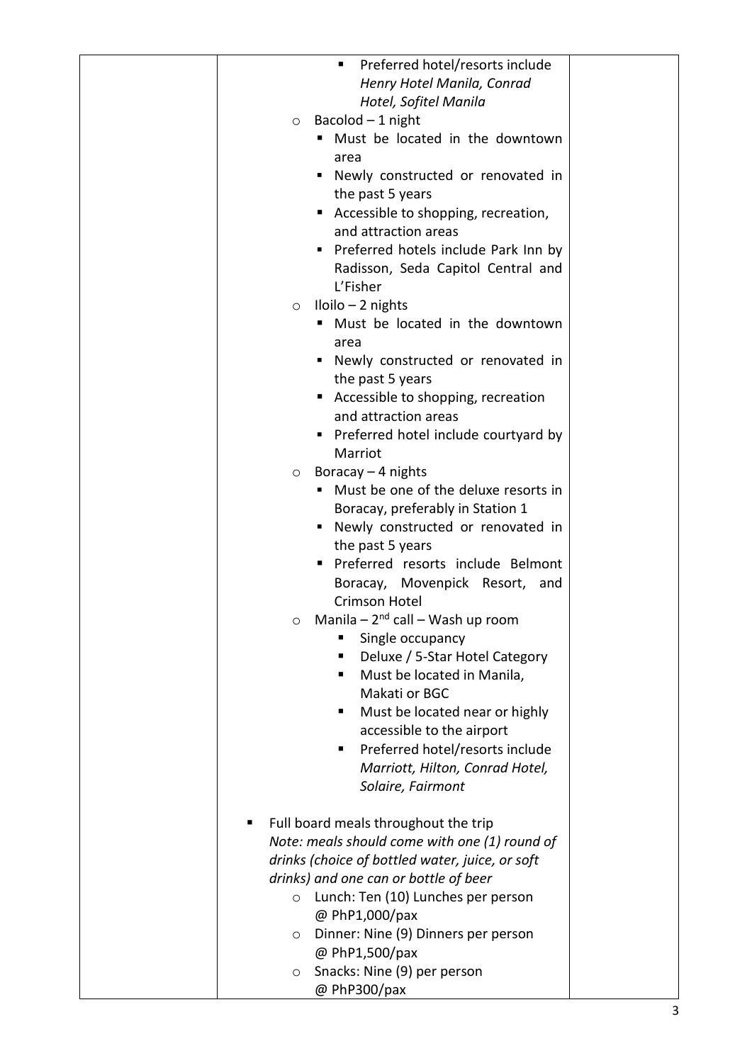| | | |
|---|---|---|
| | ▪ Preferred hotel/resorts include *Henry Hotel Manila, Conrad Hotel, Sofitel Manila*<br>o Bacolod – 1 night<br>▪ Must be located in the downtown area<br>▪ Newly constructed or renovated in the past 5 years<br>▪ Accessible to shopping, recreation, and attraction areas<br>▪ Preferred hotels include Park Inn by Radisson, Seda Capitol Central and L'Fisher<br>o Iloilo – 2 nights<br>▪ Must be located in the downtown area<br>▪ Newly constructed or renovated in the past 5 years<br>▪ Accessible to shopping, recreation and attraction areas<br>▪ Preferred hotel include courtyard by Marriot<br>o Boracay – 4 nights<br>▪ Must be one of the deluxe resorts in Boracay, preferably in Station 1<br>▪ Newly constructed or renovated in the past 5 years<br>▪ Preferred resorts include Belmont Boracay, Movenpick Resort, and Crimson Hotel<br>o Manila – 2nd call – Wash up room<br>▪ Single occupancy<br>▪ Deluxe / 5-Star Hotel Category<br>▪ Must be located in Manila, Makati or BGC<br>▪ Must be located near or highly accessible to the airport<br>▪ Preferred hotel/resorts include *Marriott, Hilton, Conrad Hotel, Solaire, Fairmont*<br><br>▪ Full board meals throughout the trip<br>*Note: meals should come with one (1) round of drinks (choice of bottled water, juice, or soft drinks) and one can or bottle of beer*<br>o Lunch: Ten (10) Lunches per person @ PhP1,000/pax<br>o Dinner: Nine (9) Dinners per person @ PhP1,500/pax<br>o Snacks: Nine (9) per person @ PhP300/pax | |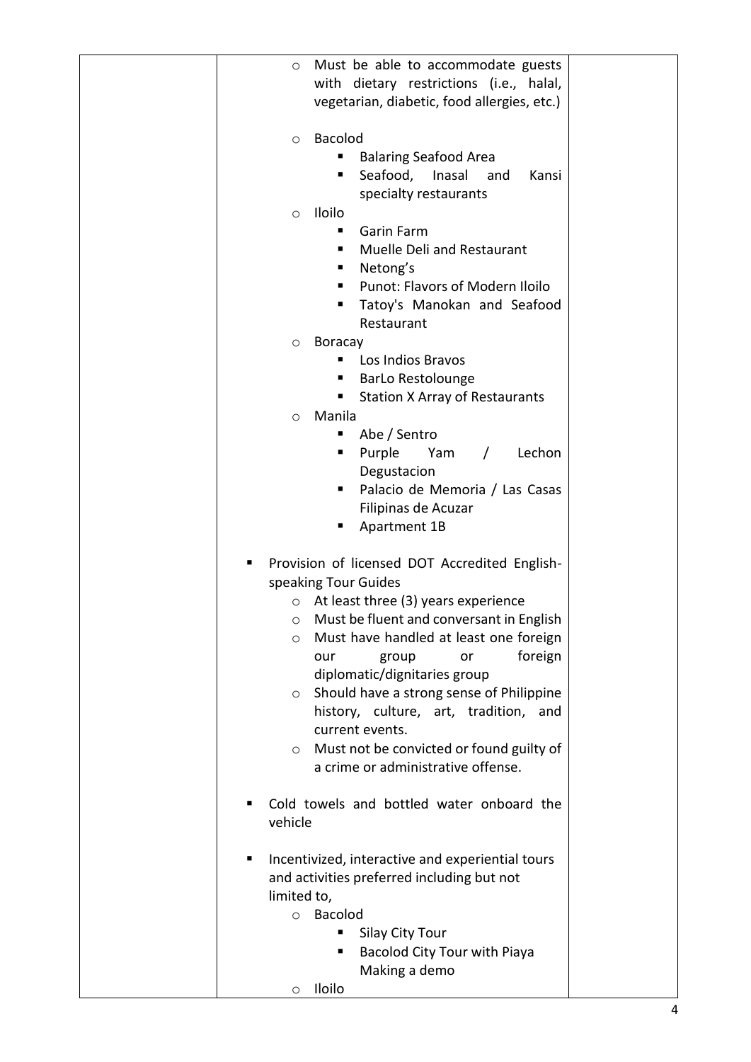| | | |
|---|---|---|
| | - Must be able to accommodate guests with dietary restrictions (i.e., halal, vegetarian, diabetic, food allergies, etc.)<br><br>- Bacolod<br>&nbsp;&nbsp;&nbsp;&nbsp;▪ Balaring Seafood Area<br>&nbsp;&nbsp;&nbsp;&nbsp;▪ Seafood, Inasal and Kansi specialty restaurants<br>- Iloilo<br>&nbsp;&nbsp;&nbsp;&nbsp;▪ Garin Farm<br>&nbsp;&nbsp;&nbsp;&nbsp;▪ Muelle Deli and Restaurant<br>&nbsp;&nbsp;&nbsp;&nbsp;▪ Netong's<br>&nbsp;&nbsp;&nbsp;&nbsp;▪ Punot: Flavors of Modern Iloilo<br>&nbsp;&nbsp;&nbsp;&nbsp;▪ Tatoy's Manokan and Seafood Restaurant<br>- Boracay<br>&nbsp;&nbsp;&nbsp;&nbsp;▪ Los Indios Bravos<br>&nbsp;&nbsp;&nbsp;&nbsp;▪ BarLo Restolounge<br>&nbsp;&nbsp;&nbsp;&nbsp;▪ Station X Array of Restaurants<br>- Manila<br>&nbsp;&nbsp;&nbsp;&nbsp;▪ Abe / Sentro<br>&nbsp;&nbsp;&nbsp;&nbsp;▪ Purple Yam / Lechon Degustacion<br>&nbsp;&nbsp;&nbsp;&nbsp;▪ Palacio de Memoria / Las Casas Filipinas de Acuzar<br>&nbsp;&nbsp;&nbsp;&nbsp;▪ Apartment 1B<br><br>▪ Provision of licensed DOT Accredited English-speaking Tour Guides<br>&nbsp;&nbsp;&nbsp;&nbsp;- At least three (3) years experience<br>&nbsp;&nbsp;&nbsp;&nbsp;- Must be fluent and conversant in English<br>&nbsp;&nbsp;&nbsp;&nbsp;- Must have handled at least one foreign our group or foreign diplomatic/dignitaries group<br>&nbsp;&nbsp;&nbsp;&nbsp;- Should have a strong sense of Philippine history, culture, art, tradition, and current events.<br>&nbsp;&nbsp;&nbsp;&nbsp;- Must not be convicted or found guilty of a crime or administrative offense.<br><br>▪ Cold towels and bottled water onboard the vehicle<br><br>▪ Incentivized, interactive and experiential tours and activities preferred including but not limited to,<br>&nbsp;&nbsp;&nbsp;&nbsp;- Bacolod<br>&nbsp;&nbsp;&nbsp;&nbsp;&nbsp;&nbsp;&nbsp;&nbsp;▪ Silay City Tour<br>&nbsp;&nbsp;&nbsp;&nbsp;&nbsp;&nbsp;&nbsp;&nbsp;▪ Bacolod City Tour with Piaya Making a demo<br>&nbsp;&nbsp;&nbsp;&nbsp;- Iloilo | |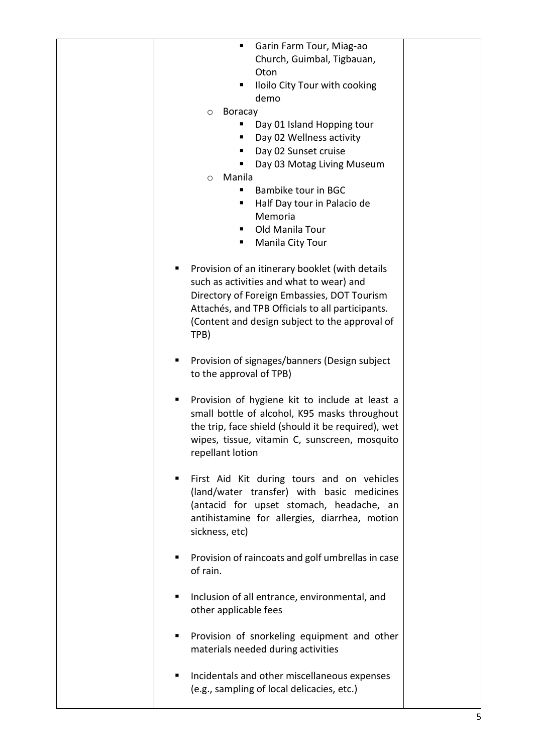| | | |
|---|---|---|
| | - Garin Farm Tour, Miag-ao Church, Guimbal, Tigbauan, Oton<br>- Iloilo City Tour with cooking demo<br><br>o Boracay<br>- Day 01 Island Hopping tour<br>- Day 02 Wellness activity<br>- Day 02 Sunset cruise<br>- Day 03 Motag Living Museum<br><br>o Manila<br>- Bambike tour in BGC<br>- Half Day tour in Palacio de Memoria<br>- Old Manila Tour<br>- Manila City Tour<br><br>- Provision of an itinerary booklet (with details such as activities and what to wear) and Directory of Foreign Embassies, DOT Tourism Attachés, and TPB Officials to all participants. (Content and design subject to the approval of TPB)<br><br>- Provision of signages/banners (Design subject to the approval of TPB)<br><br>- Provision of hygiene kit to include at least a small bottle of alcohol, K95 masks throughout the trip, face shield (should it be required), wet wipes, tissue, vitamin C, sunscreen, mosquito repellant lotion<br><br>- First Aid Kit during tours and on vehicles (land/water transfer) with basic medicines (antacid for upset stomach, headache, an antihistamine for allergies, diarrhea, motion sickness, etc)<br><br>- Provision of raincoats and golf umbrellas in case of rain.<br><br>- Inclusion of all entrance, environmental, and other applicable fees<br><br>- Provision of snorkeling equipment and other materials needed during activities<br><br>- Incidentals and other miscellaneous expenses (e.g., sampling of local delicacies, etc.) | |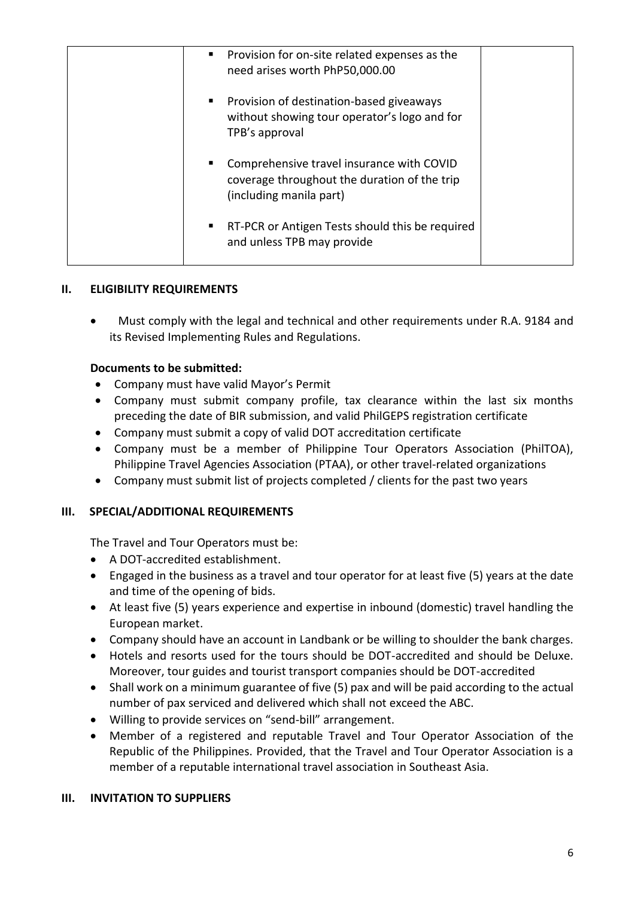| | | |
|---|---|---|
| | ▪ Provision for on-site related expenses as the need arises worth PhP50,000.00<br><br>▪ Provision of destination-based giveaways without showing tour operator's logo and for TPB's approval<br><br>▪ Comprehensive travel insurance with COVID coverage throughout the duration of the trip (including manila part)<br><br>▪ RT-PCR or Antigen Tests should this be required and unless TPB may provide | |

## II. ELIGIBILITY REQUIREMENTS

- Must comply with the legal and technical and other requirements under R.A. 9184 and its Revised Implementing Rules and Regulations.

**Documents to be submitted:**

- Company must have valid Mayor's Permit
- Company must submit company profile, tax clearance within the last six months preceding the date of BIR submission, and valid PhilGEPS registration certificate
- Company must submit a copy of valid DOT accreditation certificate
- Company must be a member of Philippine Tour Operators Association (PhilTOA), Philippine Travel Agencies Association (PTAA), or other travel-related organizations
- Company must submit list of projects completed / clients for the past two years

## III. SPECIAL/ADDITIONAL REQUIREMENTS

The Travel and Tour Operators must be:

- A DOT-accredited establishment.
- Engaged in the business as a travel and tour operator for at least five (5) years at the date and time of the opening of bids.
- At least five (5) years experience and expertise in inbound (domestic) travel handling the European market.
- Company should have an account in Landbank or be willing to shoulder the bank charges.
- Hotels and resorts used for the tours should be DOT-accredited and should be Deluxe. Moreover, tour guides and tourist transport companies should be DOT-accredited
- Shall work on a minimum guarantee of five (5) pax and will be paid according to the actual number of pax serviced and delivered which shall not exceed the ABC.
- Willing to provide services on "send-bill" arrangement.
- Member of a registered and reputable Travel and Tour Operator Association of the Republic of the Philippines. Provided, that the Travel and Tour Operator Association is a member of a reputable international travel association in Southeast Asia.

## III. INVITATION TO SUPPLIERS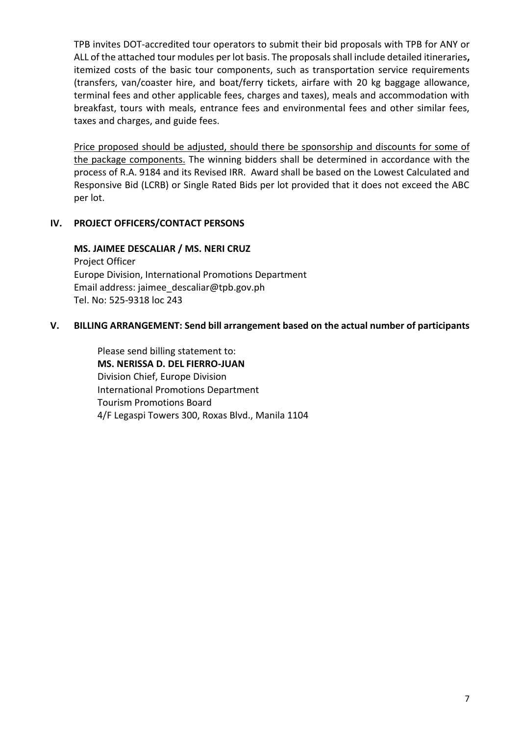TPB invites DOT-accredited tour operators to submit their bid proposals with TPB for ANY or ALL of the attached tour modules per lot basis. The proposals shall include detailed itineraries**,** itemized costs of the basic tour components, such as transportation service requirements (transfers, van/coaster hire, and boat/ferry tickets, airfare with 20 kg baggage allowance, terminal fees and other applicable fees, charges and taxes), meals and accommodation with breakfast, tours with meals, entrance fees and environmental fees and other similar fees, taxes and charges, and guide fees.

<u>Price proposed should be adjusted, should there be sponsorship and discounts for some of the package components.</u> The winning bidders shall be determined in accordance with the process of R.A. 9184 and its Revised IRR. Award shall be based on the Lowest Calculated and Responsive Bid (LCRB) or Single Rated Bids per lot provided that it does not exceed the ABC per lot.

## IV. PROJECT OFFICERS/CONTACT PERSONS

**MS. JAIMEE DESCALIAR / MS. NERI CRUZ**
Project Officer
Europe Division, International Promotions Department
Email address: jaimee_descaliar@tpb.gov.ph
Tel. No: 525-9318 loc 243

## V. BILLING ARRANGEMENT: Send bill arrangement based on the actual number of participants

Please send billing statement to:
**MS. NERISSA D. DEL FIERRO-JUAN**
Division Chief, Europe Division
International Promotions Department
Tourism Promotions Board
4/F Legaspi Towers 300, Roxas Blvd., Manila 1104